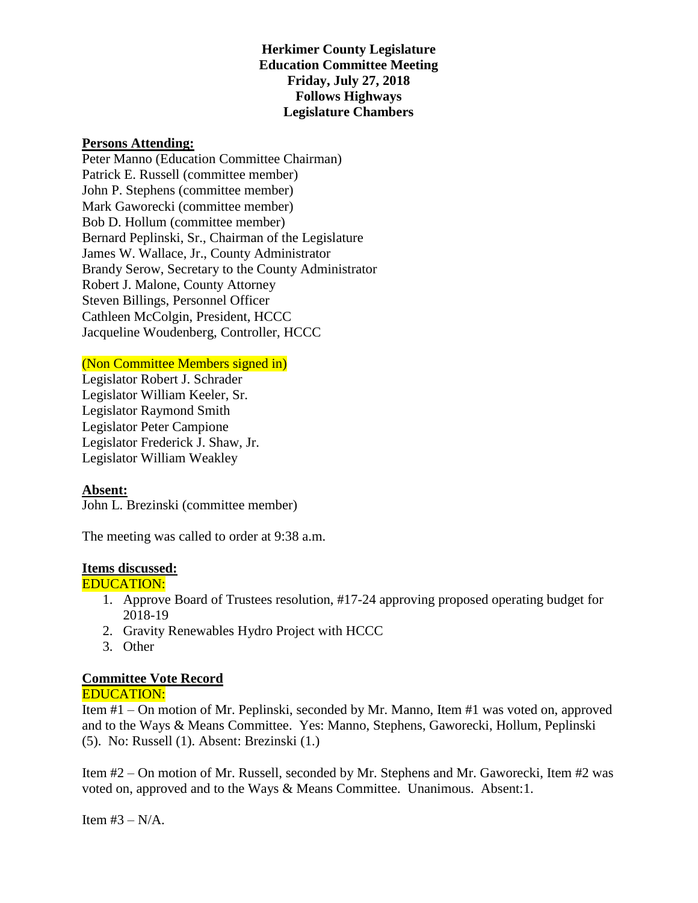**Herkimer County Legislature**
**Education Committee Meeting**
**Friday, July 27, 2018**
**Follows Highways**
**Legislature Chambers**

**Persons Attending:**

Peter Manno (Education Committee Chairman)
Patrick E. Russell (committee member)
John P. Stephens (committee member)
Mark Gaworecki (committee member)
Bob D. Hollum (committee member)
Bernard Peplinski, Sr., Chairman of the Legislature
James W. Wallace, Jr., County Administrator
Brandy Serow, Secretary to the County Administrator
Robert J. Malone, County Attorney
Steven Billings, Personnel Officer
Cathleen McColgin, President, HCCC
Jacqueline Woudenberg, Controller, HCCC

(Non Committee Members signed in)

Legislator Robert J. Schrader
Legislator William Keeler, Sr.
Legislator Raymond Smith
Legislator Peter Campione
Legislator Frederick J. Shaw, Jr.
Legislator William Weakley

**Absent:**

John L. Brezinski (committee member)

The meeting was called to order at 9:38 a.m.

**Items discussed:**

EDUCATION:

1. Approve Board of Trustees resolution, #17-24 approving proposed operating budget for 2018-19
2. Gravity Renewables Hydro Project with HCCC
3. Other

**Committee Vote Record**

EDUCATION:

Item #1 – On motion of Mr. Peplinski, seconded by Mr. Manno, Item #1 was voted on, approved and to the Ways & Means Committee. Yes: Manno, Stephens, Gaworecki, Hollum, Peplinski (5). No: Russell (1). Absent: Brezinski (1.)

Item #2 – On motion of Mr. Russell, seconded by Mr. Stephens and Mr. Gaworecki, Item #2 was voted on, approved and to the Ways & Means Committee. Unanimous. Absent:1.

Item #3 – N/A.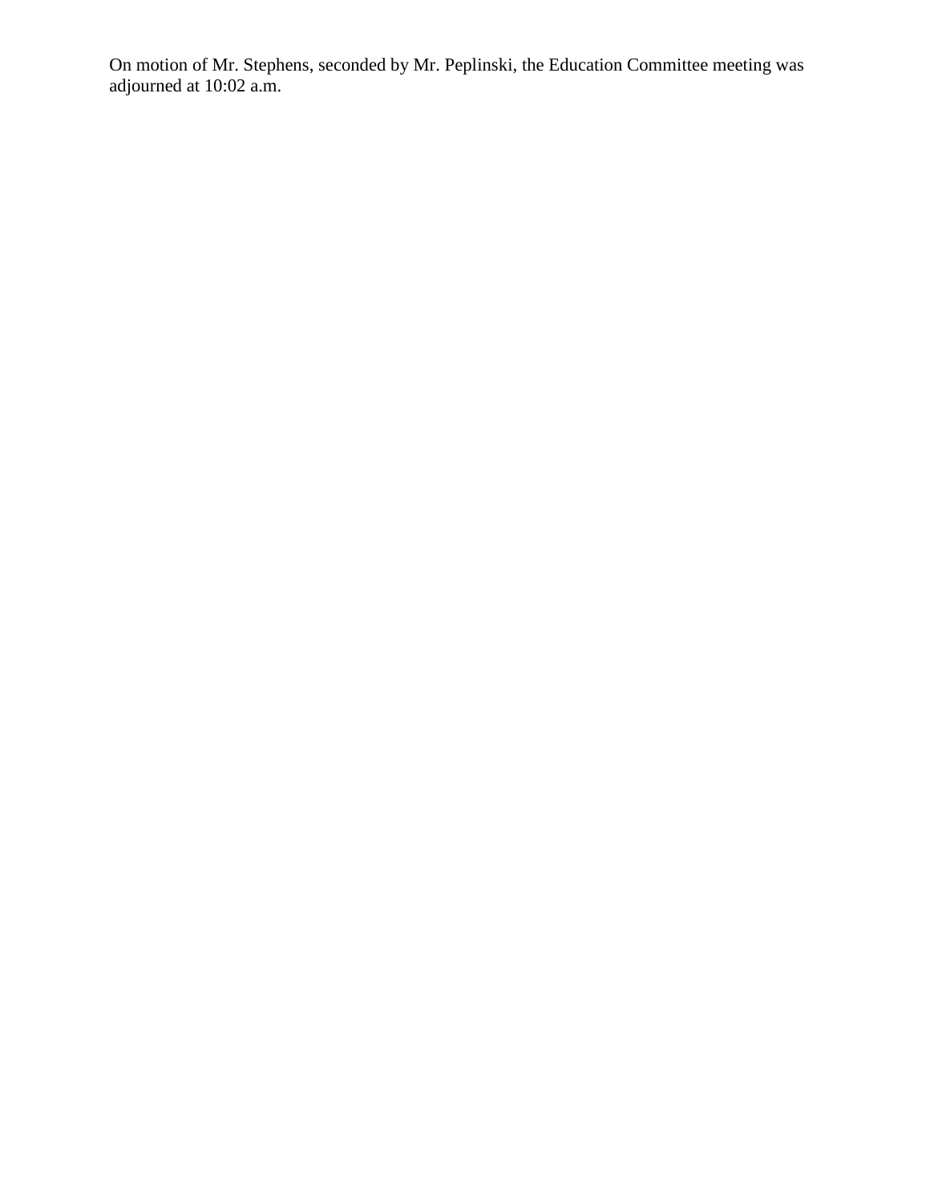On motion of Mr. Stephens, seconded by Mr. Peplinski, the Education Committee meeting was adjourned at 10:02 a.m.